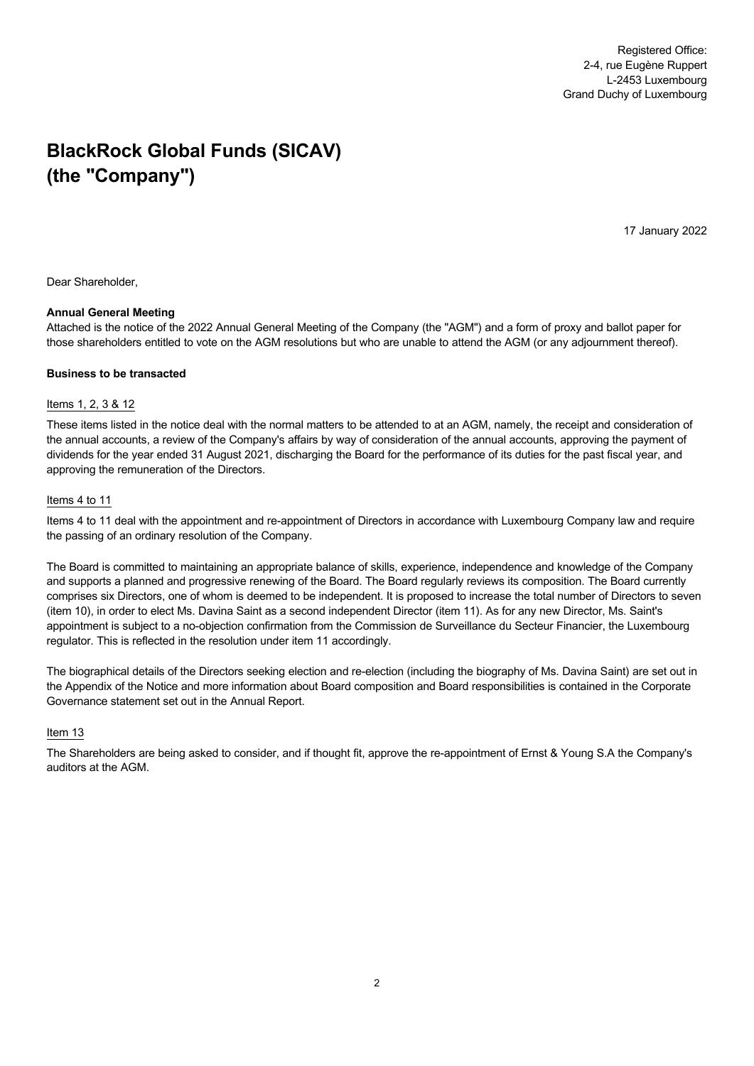Registered Office:
2-4, rue Eugène Ruppert
L-2453 Luxembourg
Grand Duchy of Luxembourg

# BlackRock Global Funds (SICAV)
# (the "Company")

17 January 2022

Dear Shareholder,

**Annual General Meeting**

Attached is the notice of the 2022 Annual General Meeting of the Company (the "AGM") and a form of proxy and ballot paper for those shareholders entitled to vote on the AGM resolutions but who are unable to attend the AGM (or any adjournment thereof).

**Business to be transacted**

Items 1, 2, 3 & 12

These items listed in the notice deal with the normal matters to be attended to at an AGM, namely, the receipt and consideration of the annual accounts, a review of the Company's affairs by way of consideration of the annual accounts, approving the payment of dividends for the year ended 31 August 2021, discharging the Board for the performance of its duties for the past fiscal year, and approving the remuneration of the Directors.

Items 4 to 11

Items 4 to 11 deal with the appointment and re-appointment of Directors in accordance with Luxembourg Company law and require the passing of an ordinary resolution of the Company.

The Board is committed to maintaining an appropriate balance of skills, experience, independence and knowledge of the Company and supports a planned and progressive renewing of the Board. The Board regularly reviews its composition. The Board currently comprises six Directors, one of whom is deemed to be independent. It is proposed to increase the total number of Directors to seven (item 10), in order to elect Ms. Davina Saint as a second independent Director (item 11). As for any new Director, Ms. Saint's appointment is subject to a no-objection confirmation from the Commission de Surveillance du Secteur Financier, the Luxembourg regulator. This is reflected in the resolution under item 11 accordingly.

The biographical details of the Directors seeking election and re-election (including the biography of Ms. Davina Saint) are set out in the Appendix of the Notice and more information about Board composition and Board responsibilities is contained in the Corporate Governance statement set out in the Annual Report.

Item 13

The Shareholders are being asked to consider, and if thought fit, approve the re-appointment of Ernst & Young S.A the Company's auditors at the AGM.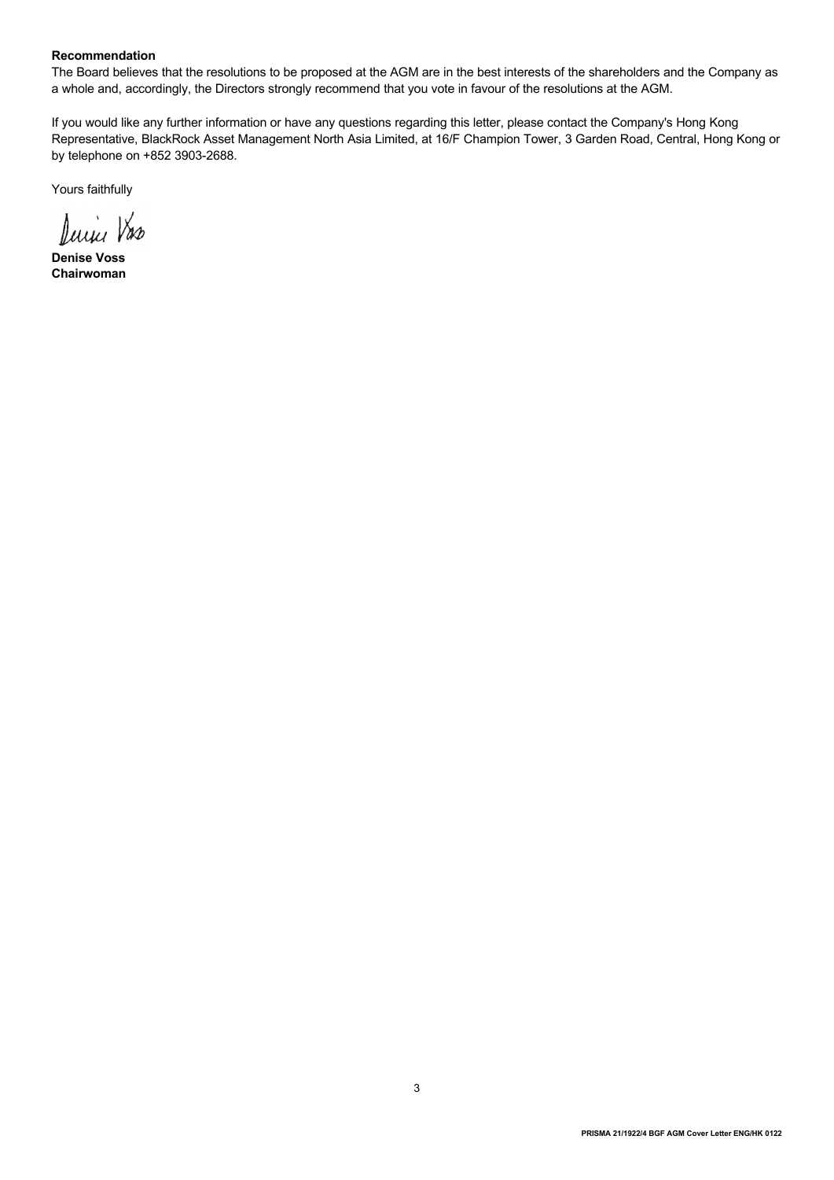**Recommendation**

The Board believes that the resolutions to be proposed at the AGM are in the best interests of the shareholders and the Company as a whole and, accordingly, the Directors strongly recommend that you vote in favour of the resolutions at the AGM.

If you would like any further information or have any questions regarding this letter, please contact the Company's Hong Kong Representative, BlackRock Asset Management North Asia Limited, at 16/F Champion Tower, 3 Garden Road, Central, Hong Kong or by telephone on +852 3903-2688.

Yours faithfully

**Denise Voss**
**Chairwoman**

PRISMA 21/1922/4 BGF AGM Cover Letter ENG/HK 0122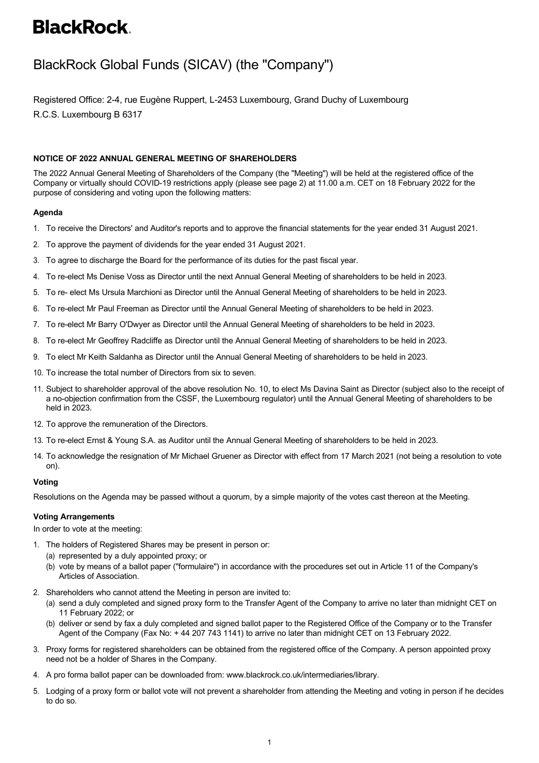# BlackRock.

## BlackRock Global Funds (SICAV) (the "Company")

Registered Office: 2-4, rue Eugène Ruppert, L-2453 Luxembourg, Grand Duchy of Luxembourg

R.C.S. Luxembourg B 6317

**NOTICE OF 2022 ANNUAL GENERAL MEETING OF SHAREHOLDERS**

The 2022 Annual General Meeting of Shareholders of the Company (the "Meeting") will be held at the registered office of the Company or virtually should COVID-19 restrictions apply (please see page 2) at 11.00 a.m. CET on 18 February 2022 for the purpose of considering and voting upon the following matters:

### Agenda

1. To receive the Directors' and Auditor's reports and to approve the financial statements for the year ended 31 August 2021.
2. To approve the payment of dividends for the year ended 31 August 2021.
3. To agree to discharge the Board for the performance of its duties for the past fiscal year.
4. To re-elect Ms Denise Voss as Director until the next Annual General Meeting of shareholders to be held in 2023.
5. To re- elect Ms Ursula Marchioni as Director until the Annual General Meeting of shareholders to be held in 2023.
6. To re-elect Mr Paul Freeman as Director until the Annual General Meeting of shareholders to be held in 2023.
7. To re-elect Mr Barry O'Dwyer as Director until the Annual General Meeting of shareholders to be held in 2023.
8. To re-elect Mr Geoffrey Radcliffe as Director until the Annual General Meeting of shareholders to be held in 2023.
9. To elect Mr Keith Saldanha as Director until the Annual General Meeting of shareholders to be held in 2023.
10. To increase the total number of Directors from six to seven.
11. Subject to shareholder approval of the above resolution No. 10, to elect Ms Davina Saint as Director (subject also to the receipt of a no-objection confirmation from the CSSF, the Luxembourg regulator) until the Annual General Meeting of shareholders to be held in 2023.
12. To approve the remuneration of the Directors.
13. To re-elect Ernst & Young S.A. as Auditor until the Annual General Meeting of shareholders to be held in 2023.
14. To acknowledge the resignation of Mr Michael Gruener as Director with effect from 17 March 2021 (not being a resolution to vote on).

### Voting

Resolutions on the Agenda may be passed without a quorum, by a simple majority of the votes cast thereon at the Meeting.

### Voting Arrangements

In order to vote at the meeting:

1. The holders of Registered Shares may be present in person or:
   (a) represented by a duly appointed proxy; or
   (b) vote by means of a ballot paper ("formulaire") in accordance with the procedures set out in Article 11 of the Company's Articles of Association.
2. Shareholders who cannot attend the Meeting in person are invited to:
   (a) send a duly completed and signed proxy form to the Transfer Agent of the Company to arrive no later than midnight CET on 11 February 2022; or
   (b) deliver or send by fax a duly completed and signed ballot paper to the Registered Office of the Company or to the Transfer Agent of the Company (Fax No: + 44 207 743 1141) to arrive no later than midnight CET on 13 February 2022.
3. Proxy forms for registered shareholders can be obtained from the registered office of the Company. A person appointed proxy need not be a holder of Shares in the Company.
4. A pro forma ballot paper can be downloaded from: www.blackrock.co.uk/intermediaries/library.
5. Lodging of a proxy form or ballot vote will not prevent a shareholder from attending the Meeting and voting in person if he decides to do so.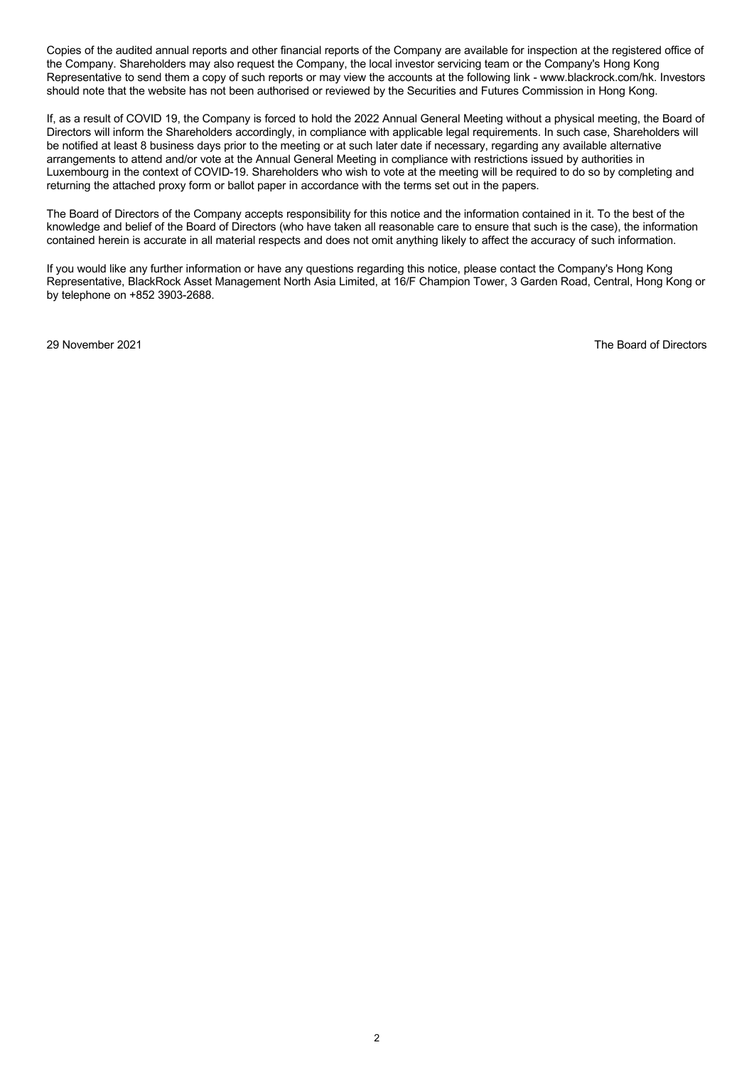Copies of the audited annual reports and other financial reports of the Company are available for inspection at the registered office of the Company. Shareholders may also request the Company, the local investor servicing team or the Company's Hong Kong Representative to send them a copy of such reports or may view the accounts at the following link - www.blackrock.com/hk. Investors should note that the website has not been authorised or reviewed by the Securities and Futures Commission in Hong Kong.

If, as a result of COVID 19, the Company is forced to hold the 2022 Annual General Meeting without a physical meeting, the Board of Directors will inform the Shareholders accordingly, in compliance with applicable legal requirements. In such case, Shareholders will be notified at least 8 business days prior to the meeting or at such later date if necessary, regarding any available alternative arrangements to attend and/or vote at the Annual General Meeting in compliance with restrictions issued by authorities in Luxembourg in the context of COVID-19. Shareholders who wish to vote at the meeting will be required to do so by completing and returning the attached proxy form or ballot paper in accordance with the terms set out in the papers.

The Board of Directors of the Company accepts responsibility for this notice and the information contained in it. To the best of the knowledge and belief of the Board of Directors (who have taken all reasonable care to ensure that such is the case), the information contained herein is accurate in all material respects and does not omit anything likely to affect the accuracy of such information.

If you would like any further information or have any questions regarding this notice, please contact the Company's Hong Kong Representative, BlackRock Asset Management North Asia Limited, at 16/F Champion Tower, 3 Garden Road, Central, Hong Kong or by telephone on +852 3903-2688.

29 November 2021

The Board of Directors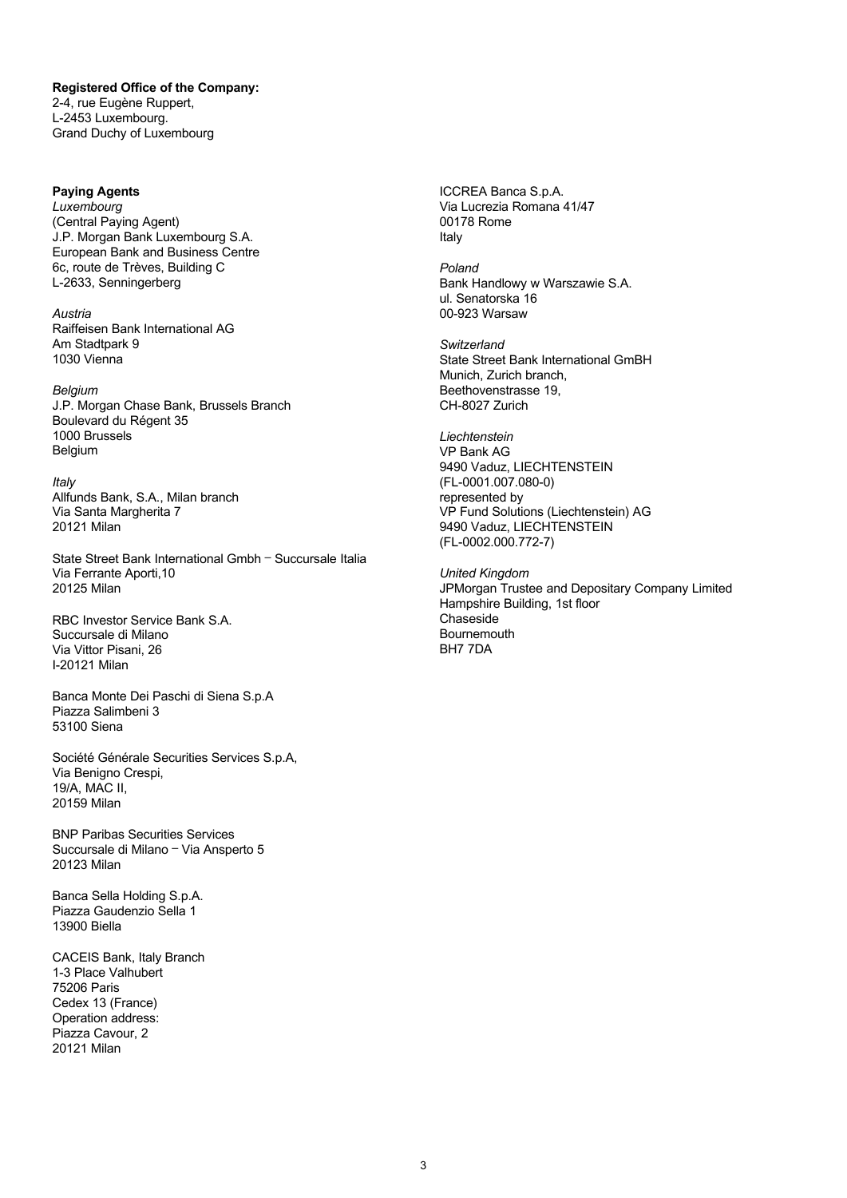**Registered Office of the Company:**
2-4, rue Eugène Ruppert,
L-2453 Luxembourg.
Grand Duchy of Luxembourg

**Paying Agents**

*Luxembourg*
(Central Paying Agent)
J.P. Morgan Bank Luxembourg S.A.
European Bank and Business Centre
6c, route de Trèves, Building C
L-2633, Senningerberg

*Austria*
Raiffeisen Bank International AG
Am Stadtpark 9
1030 Vienna

*Belgium*
J.P. Morgan Chase Bank, Brussels Branch
Boulevard du Régent 35
1000 Brussels
Belgium

*Italy*
Allfunds Bank, S.A., Milan branch
Via Santa Margherita 7
20121 Milan

State Street Bank International Gmbh – Succursale Italia
Via Ferrante Aporti,10
20125 Milan

RBC Investor Service Bank S.A.
Succursale di Milano
Via Vittor Pisani, 26
I-20121 Milan

Banca Monte Dei Paschi di Siena S.p.A
Piazza Salimbeni 3
53100 Siena

Société Générale Securities Services S.p.A,
Via Benigno Crespi,
19/A, MAC II,
20159 Milan

BNP Paribas Securities Services
Succursale di Milano – Via Ansperto 5
20123 Milan

Banca Sella Holding S.p.A.
Piazza Gaudenzio Sella 1
13900 Biella

CACEIS Bank, Italy Branch
1-3 Place Valhubert
75206 Paris
Cedex 13 (France)
Operation address:
Piazza Cavour, 2
20121 Milan

ICCREA Banca S.p.A.
Via Lucrezia Romana 41/47
00178 Rome
Italy

*Poland*
Bank Handlowy w Warszawie S.A.
ul. Senatorska 16
00-923 Warsaw

*Switzerland*
State Street Bank International GmBH
Munich, Zurich branch,
Beethovenstrasse 19,
CH-8027 Zurich

*Liechtenstein*
VP Bank AG
9490 Vaduz, LIECHTENSTEIN
(FL-0001.007.080-0)
represented by
VP Fund Solutions (Liechtenstein) AG
9490 Vaduz, LIECHTENSTEIN
(FL-0002.000.772-7)

*United Kingdom*
JPMorgan Trustee and Depositary Company Limited
Hampshire Building, 1st floor
Chaseside
Bournemouth
BH7 7DA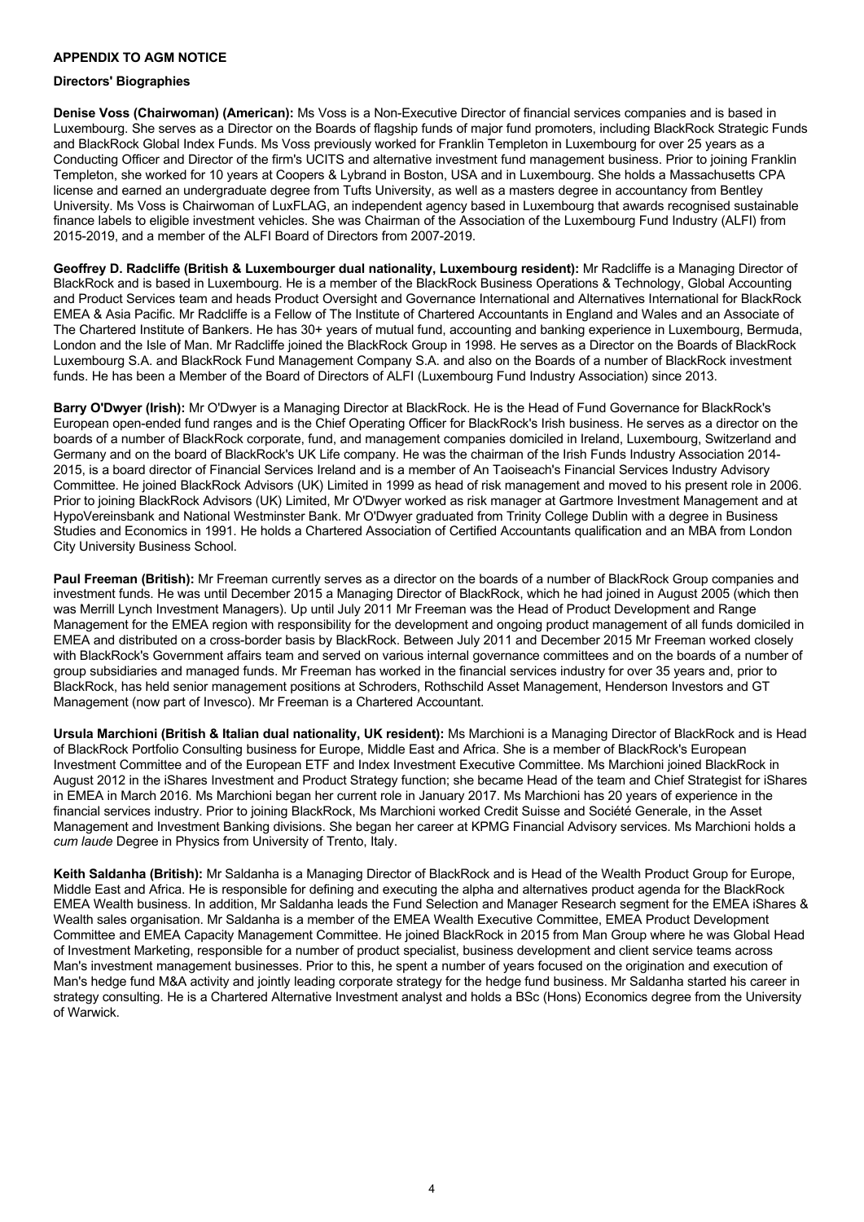**APPENDIX TO AGM NOTICE**

**Directors' Biographies**

**Denise Voss (Chairwoman) (American):** Ms Voss is a Non-Executive Director of financial services companies and is based in Luxembourg. She serves as a Director on the Boards of flagship funds of major fund promoters, including BlackRock Strategic Funds and BlackRock Global Index Funds. Ms Voss previously worked for Franklin Templeton in Luxembourg for over 25 years as a Conducting Officer and Director of the firm's UCITS and alternative investment fund management business. Prior to joining Franklin Templeton, she worked for 10 years at Coopers & Lybrand in Boston, USA and in Luxembourg. She holds a Massachusetts CPA license and earned an undergraduate degree from Tufts University, as well as a masters degree in accountancy from Bentley University. Ms Voss is Chairwoman of LuxFLAG, an independent agency based in Luxembourg that awards recognised sustainable finance labels to eligible investment vehicles. She was Chairman of the Association of the Luxembourg Fund Industry (ALFI) from 2015-2019, and a member of the ALFI Board of Directors from 2007-2019.

**Geoffrey D. Radcliffe (British & Luxembourger dual nationality, Luxembourg resident):** Mr Radcliffe is a Managing Director of BlackRock and is based in Luxembourg. He is a member of the BlackRock Business Operations & Technology, Global Accounting and Product Services team and heads Product Oversight and Governance International and Alternatives International for BlackRock EMEA & Asia Pacific. Mr Radcliffe is a Fellow of The Institute of Chartered Accountants in England and Wales and an Associate of The Chartered Institute of Bankers. He has 30+ years of mutual fund, accounting and banking experience in Luxembourg, Bermuda, London and the Isle of Man. Mr Radcliffe joined the BlackRock Group in 1998. He serves as a Director on the Boards of BlackRock Luxembourg S.A. and BlackRock Fund Management Company S.A. and also on the Boards of a number of BlackRock investment funds. He has been a Member of the Board of Directors of ALFI (Luxembourg Fund Industry Association) since 2013.

**Barry O'Dwyer (Irish):** Mr O'Dwyer is a Managing Director at BlackRock. He is the Head of Fund Governance for BlackRock's European open-ended fund ranges and is the Chief Operating Officer for BlackRock's Irish business. He serves as a director on the boards of a number of BlackRock corporate, fund, and management companies domiciled in Ireland, Luxembourg, Switzerland and Germany and on the board of BlackRock's UK Life company. He was the chairman of the Irish Funds Industry Association 2014-2015, is a board director of Financial Services Ireland and is a member of An Taoiseach's Financial Services Industry Advisory Committee. He joined BlackRock Advisors (UK) Limited in 1999 as head of risk management and moved to his present role in 2006. Prior to joining BlackRock Advisors (UK) Limited, Mr O'Dwyer worked as risk manager at Gartmore Investment Management and at HypoVereinsbank and National Westminster Bank. Mr O'Dwyer graduated from Trinity College Dublin with a degree in Business Studies and Economics in 1991. He holds a Chartered Association of Certified Accountants qualification and an MBA from London City University Business School.

**Paul Freeman (British):** Mr Freeman currently serves as a director on the boards of a number of BlackRock Group companies and investment funds. He was until December 2015 a Managing Director of BlackRock, which he had joined in August 2005 (which then was Merrill Lynch Investment Managers). Up until July 2011 Mr Freeman was the Head of Product Development and Range Management for the EMEA region with responsibility for the development and ongoing product management of all funds domiciled in EMEA and distributed on a cross-border basis by BlackRock. Between July 2011 and December 2015 Mr Freeman worked closely with BlackRock's Government affairs team and served on various internal governance committees and on the boards of a number of group subsidiaries and managed funds. Mr Freeman has worked in the financial services industry for over 35 years and, prior to BlackRock, has held senior management positions at Schroders, Rothschild Asset Management, Henderson Investors and GT Management (now part of Invesco). Mr Freeman is a Chartered Accountant.

**Ursula Marchioni (British & Italian dual nationality, UK resident):** Ms Marchioni is a Managing Director of BlackRock and is Head of BlackRock Portfolio Consulting business for Europe, Middle East and Africa. She is a member of BlackRock's European Investment Committee and of the European ETF and Index Investment Executive Committee. Ms Marchioni joined BlackRock in August 2012 in the iShares Investment and Product Strategy function; she became Head of the team and Chief Strategist for iShares in EMEA in March 2016. Ms Marchioni began her current role in January 2017. Ms Marchioni has 20 years of experience in the financial services industry. Prior to joining BlackRock, Ms Marchioni worked Credit Suisse and Société Generale, in the Asset Management and Investment Banking divisions. She began her career at KPMG Financial Advisory services. Ms Marchioni holds a *cum laude* Degree in Physics from University of Trento, Italy.

**Keith Saldanha (British):** Mr Saldanha is a Managing Director of BlackRock and is Head of the Wealth Product Group for Europe, Middle East and Africa. He is responsible for defining and executing the alpha and alternatives product agenda for the BlackRock EMEA Wealth business. In addition, Mr Saldanha leads the Fund Selection and Manager Research segment for the EMEA iShares & Wealth sales organisation. Mr Saldanha is a member of the EMEA Wealth Executive Committee, EMEA Product Development Committee and EMEA Capacity Management Committee. He joined BlackRock in 2015 from Man Group where he was Global Head of Investment Marketing, responsible for a number of product specialist, business development and client service teams across Man's investment management businesses. Prior to this, he spent a number of years focused on the origination and execution of Man's hedge fund M&A activity and jointly leading corporate strategy for the hedge fund business. Mr Saldanha started his career in strategy consulting. He is a Chartered Alternative Investment analyst and holds a BSc (Hons) Economics degree from the University of Warwick.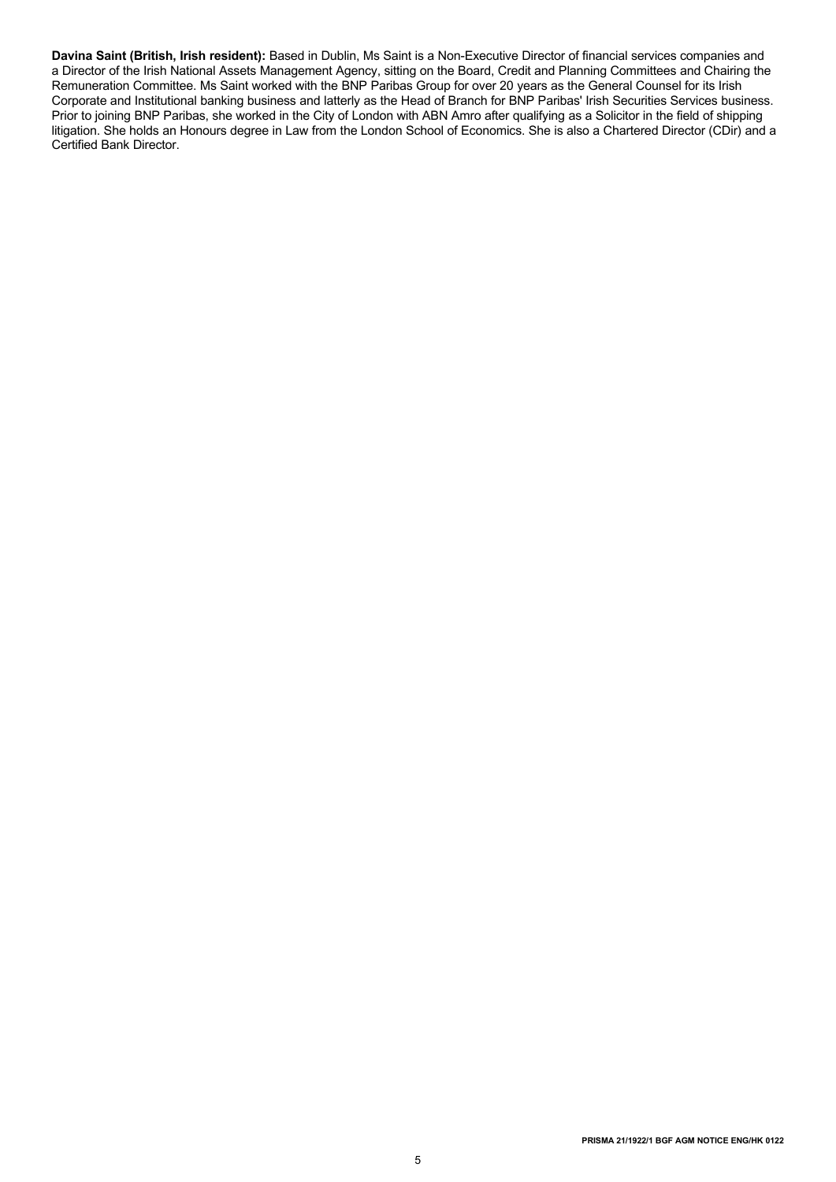**Davina Saint (British, Irish resident):** Based in Dublin, Ms Saint is a Non-Executive Director of financial services companies and a Director of the Irish National Assets Management Agency, sitting on the Board, Credit and Planning Committees and Chairing the Remuneration Committee. Ms Saint worked with the BNP Paribas Group for over 20 years as the General Counsel for its Irish Corporate and Institutional banking business and latterly as the Head of Branch for BNP Paribas' Irish Securities Services business. Prior to joining BNP Paribas, she worked in the City of London with ABN Amro after qualifying as a Solicitor in the field of shipping litigation. She holds an Honours degree in Law from the London School of Economics. She is also a Chartered Director (CDir) and a Certified Bank Director.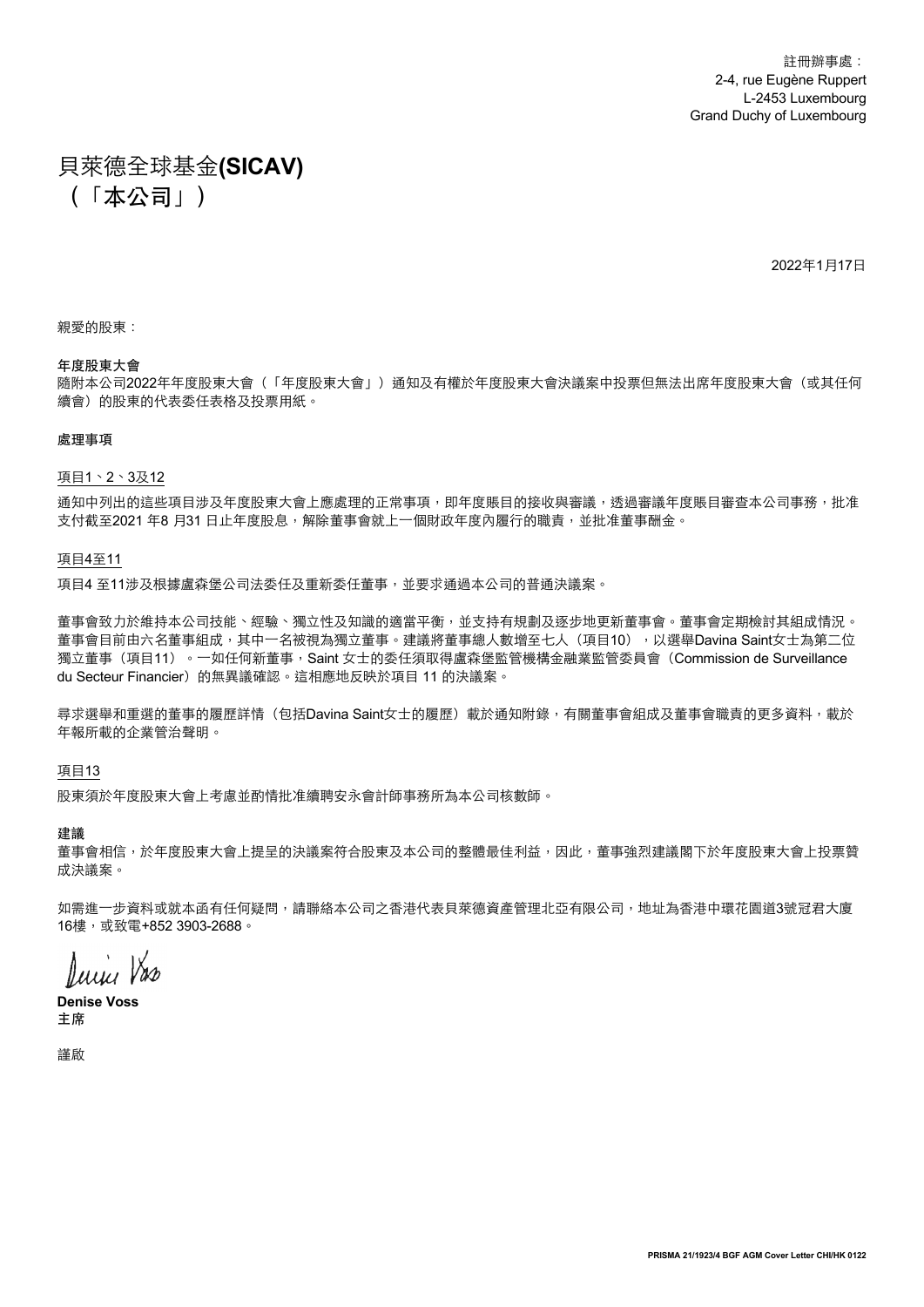註冊辦事處：
2-4, rue Eugène Ruppert
L-2453 Luxembourg
Grand Duchy of Luxembourg

# 貝萊德全球基金(SICAV)
# （「本公司」）

2022年1月17日

親愛的股東：

**年度股東大會**
隨附本公司2022年年度股東大會（「年度股東大會」）通知及有權於年度股東大會決議案中投票但無法出席年度股東大會（或其任何續會）的股東的代表委任表格及投票用紙。

**處理事項**

項目1、2、3及12

通知中列出的這些項目涉及年度股東大會上應處理的正常事項，即年度賬目的接收與審議，透過審議年度賬目審查本公司事務，批准支付截至2021 年8 月31 日止年度股息，解除董事會就上一個財政年度內履行的職責，並批准董事酬金。

項目4至11

項目4 至11涉及根據盧森堡公司法委任及重新委任董事，並要求通過本公司的普通決議案。

董事會致力於維持本公司技能、經驗、獨立性及知識的適當平衡，並支持有規劃及逐步地更新董事會。董事會定期檢討其組成情況。董事會目前由六名董事組成，其中一名被視為獨立董事。建議將董事總人數增至七人（項目10），以選舉Davina Saint女士為第二位獨立董事（項目11）。一如任何新董事，Saint 女士的委任須取得盧森堡監管機構金融業監管委員會（Commission de Surveillance du Secteur Financier）的無異議確認。這相應地反映於項目 11 的決議案。

尋求選舉和重選的董事的履歷詳情（包括Davina Saint女士的履歷）載於通知附錄，有關董事會組成及董事會職責的更多資料，載於年報所載的企業管治聲明。

項目13

股東須於年度股東大會上考慮並酌情批准續聘安永會計師事務所為本公司核數師。

**建議**
董事會相信，於年度股東大會上提呈的決議案符合股東及本公司的整體最佳利益，因此，董事強烈建議閣下於年度股東大會上投票贊成決議案。

如需進一步資料或就本函有任何疑問，請聯絡本公司之香港代表貝萊德資產管理北亞有限公司，地址為香港中環花園道3號冠君大廈16樓，或致電+852 3903-2688。

**Denise Voss**
**主席**

謹啟

PRISMA 21/1923/4 BGF AGM Cover Letter CHI/HK 0122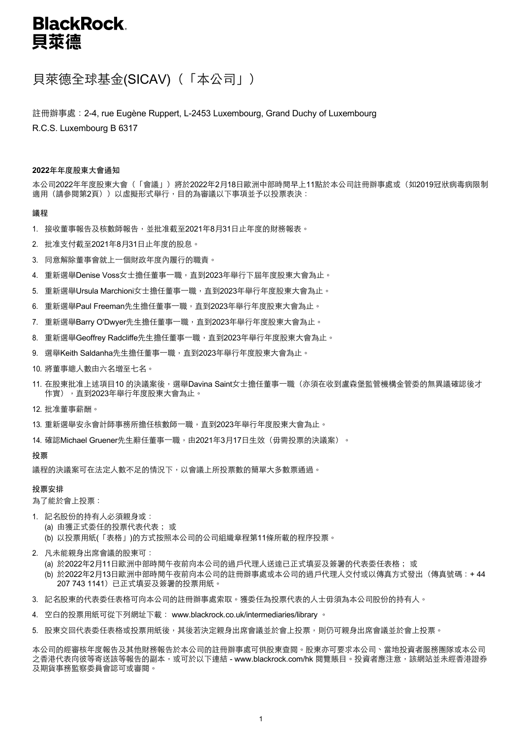**BlackRock.**
**貝萊德**

# 貝萊德全球基金(SICAV)（「本公司」）

註冊辦事處：2-4, rue Eugène Ruppert, L-2453 Luxembourg, Grand Duchy of Luxembourg

R.C.S. Luxembourg B 6317

**2022年年度股東大會通知**

本公司2022年年度股東大會（「會議」）將於2022年2月18日歐洲中部時間早上11點於本公司註冊辦事處或（如2019冠狀病毒病限制適用（請參閱第2頁））以虛擬形式舉行，目的為審議以下事項並予以投票表決：

**議程**

1. 接收董事報告及核數師報告，並批准截至2021年8月31日止年度的財務報表。
2. 批准支付截至2021年8月31日止年度的股息。
3. 同意解除董事會就上一個財政年度內履行的職責。
4. 重新選舉Denise Voss女士擔任董事一職，直到2023年舉行下屆年度股東大會為止。
5. 重新選舉Ursula Marchioni女士擔任董事一職，直到2023年舉行年度股東大會為止。
6. 重新選舉Paul Freeman先生擔任董事一職，直到2023年舉行年度股東大會為止。
7. 重新選舉Barry O'Dwyer先生擔任董事一職，直到2023年舉行年度股東大會為止。
8. 重新選舉Geoffrey Radcliffe先生擔任董事一職，直到2023年舉行年度股東大會為止。
9. 選舉Keith Saldanha先生擔任董事一職，直到2023年舉行年度股東大會為止。
10. 將董事總人數由六名增至七名。
11. 在股東批准上述項目10 的決議案後，選舉Davina Saint女士擔任董事一職（亦須在收到盧森堡監管機構金管委的無異議確認後才作實），直到2023年舉行年度股東大會為止。
12. 批准董事薪酬。
13. 重新選舉安永會計師事務所擔任核數師一職，直到2023年舉行年度股東大會為止。
14. 確認Michael Gruener先生辭任董事一職，由2021年3月17日生效（毋需投票的決議案）。

**投票**

議程的決議案可在法定人數不足的情況下，以會議上所投票數的簡單大多數票通過。

**投票安排**

為了能於會上投票：

1. 記名股份的持有人必須親身或：
   (a) 由獲正式委任的投票代表代表； 或
   (b) 以投票用紙(「表格」)的方式按照本公司的公司組織章程第11條所載的程序投票。
2. 凡未能親身出席會議的股東可：
   (a) 於2022年2月11日歐洲中部時間午夜前向本公司的過戶代理人送達已正式填妥及簽署的代表委任表格； 或
   (b) 於2022年2月13日歐洲中部時間午夜前向本公司的註冊辦事處或本公司的過戶代理人交付或以傳真方式發出（傳真號碼：+ 44 207 743 1141）已正式填妥及簽署的投票用紙。
3. 記名股東的代表委任表格可向本公司的註冊辦事處索取。獲委任為投票代表的人士毋須為本公司股份的持有人。
4. 空白的投票用紙可從下列網址下載： www.blackrock.co.uk/intermediaries/library 。
5. 股東交回代表委任表格或投票用紙後，其後若決定親身出席會議並於會上投票，則仍可親身出席會議並於會上投票。

本公司的經審核年度報告及其他財務報告於本公司的註冊辦事處可供股東查閱。股東亦可要求本公司、當地投資者服務團隊或本公司之香港代表向彼等寄送該等報告的副本，或可於以下連結 - www.blackrock.com/hk 閱覽賬目。投資者應注意，該網站並未經香港證券及期貨事務監察委員會認可或審閱。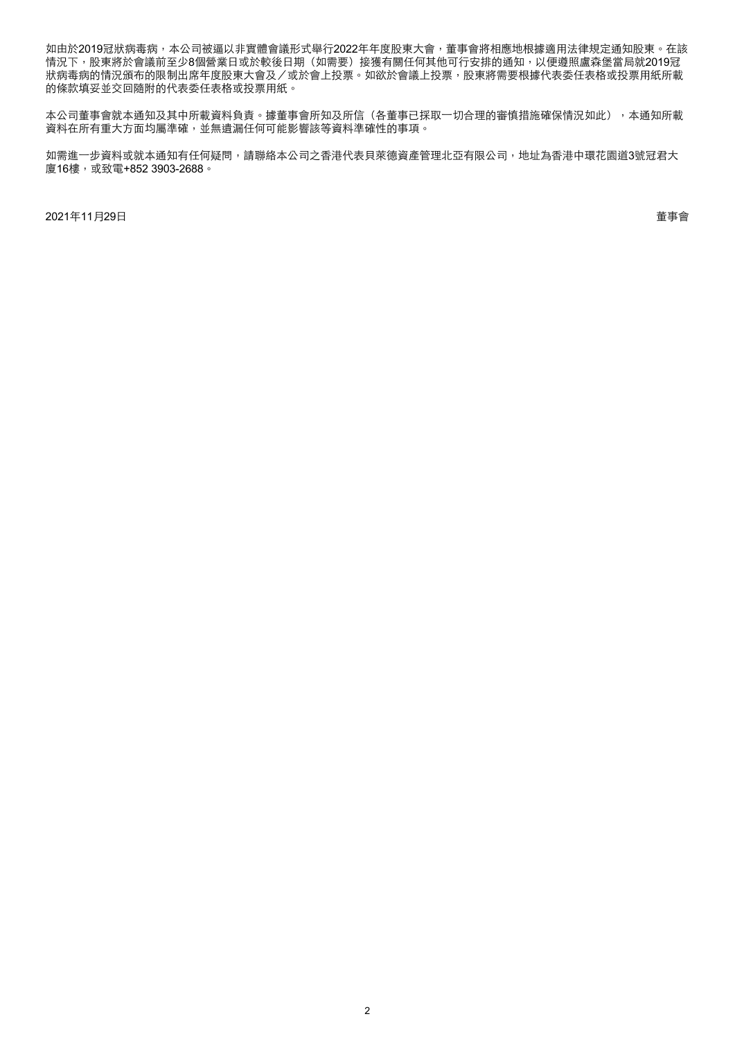如由於2019冠狀病毒病，本公司被逼以非實體會議形式舉行2022年年度股東大會，董事會將相應地根據適用法律規定通知股東。在該情況下，股東將於會議前至少8個營業日或於較後日期（如需要）接獲有關任何其他可行安排的通知，以便遵照盧森堡當局就2019冠狀病毒病的情況頒布的限制出席年度股東大會及／或於會上投票。如欲於會議上投票，股東將需要根據代表委任表格或投票用紙所載的條款填妥並交回隨附的代表委任表格或投票用紙。

本公司董事會就本通知及其中所載資料負責。據董事會所知及所信（各董事已採取一切合理的審慎措施確保情況如此），本通知所載資料在所有重大方面均屬準確，並無遺漏任何可能影響該等資料準確性的事項。

如需進一步資料或就本通知有任何疑問，請聯絡本公司之香港代表貝萊德資產管理北亞有限公司，地址為香港中環花園道3號冠君大廈16樓，或致電+852 3903-2688。

2021年11月29日

董事會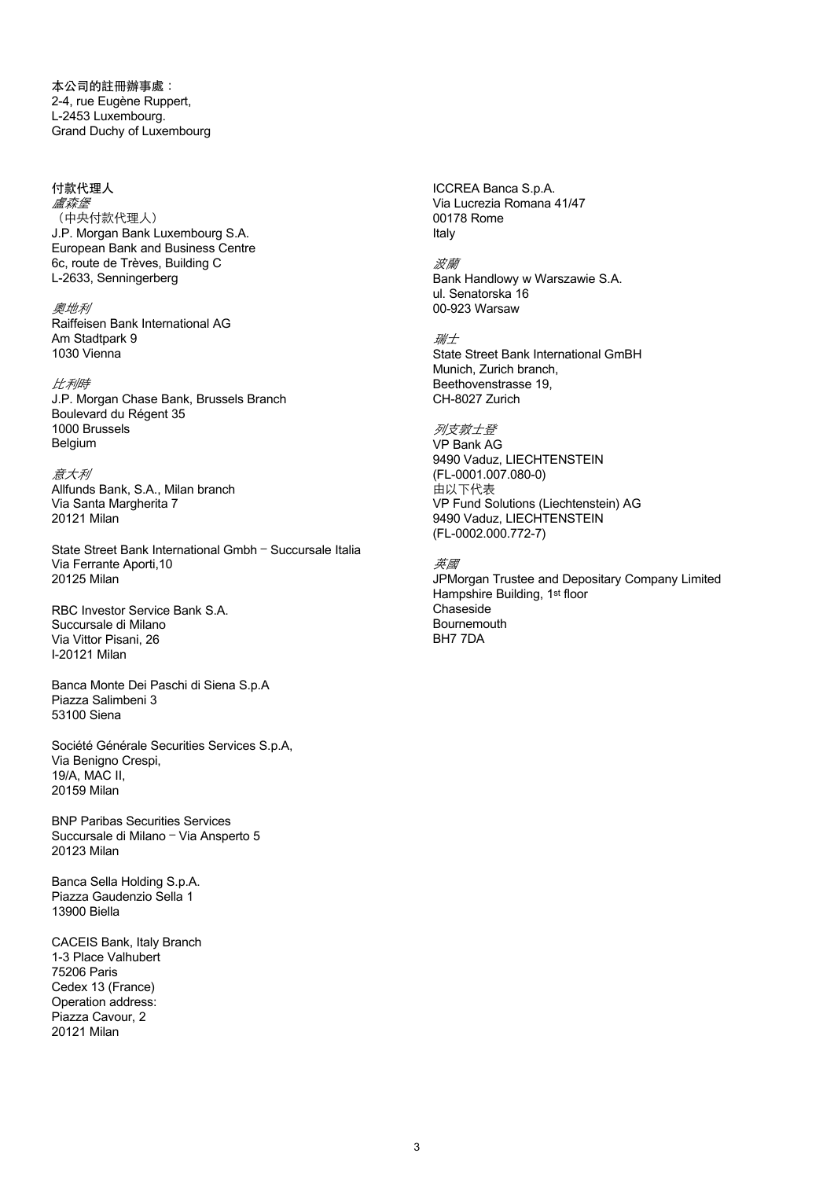**本公司的註冊辦事處：**
2-4, rue Eugène Ruppert,
L-2453 Luxembourg.
Grand Duchy of Luxembourg

**付款代理人**

*盧森堡*
（中央付款代理人）
J.P. Morgan Bank Luxembourg S.A.
European Bank and Business Centre
6c, route de Trèves, Building C
L-2633, Senningerberg

*奧地利*
Raiffeisen Bank International AG
Am Stadtpark 9
1030 Vienna

*比利時*
J.P. Morgan Chase Bank, Brussels Branch
Boulevard du Régent 35
1000 Brussels
Belgium

*意大利*
Allfunds Bank, S.A., Milan branch
Via Santa Margherita 7
20121 Milan

State Street Bank International Gmbh – Succursale Italia
Via Ferrante Aporti,10
20125 Milan

RBC Investor Service Bank S.A.
Succursale di Milano
Via Vittor Pisani, 26
I-20121 Milan

Banca Monte Dei Paschi di Siena S.p.A
Piazza Salimbeni 3
53100 Siena

Société Générale Securities Services S.p.A,
Via Benigno Crespi,
19/A, MAC II,
20159 Milan

BNP Paribas Securities Services
Succursale di Milano – Via Ansperto 5
20123 Milan

Banca Sella Holding S.p.A.
Piazza Gaudenzio Sella 1
13900 Biella

CACEIS Bank, Italy Branch
1-3 Place Valhubert
75206 Paris
Cedex 13 (France)
Operation address:
Piazza Cavour, 2
20121 Milan

ICCREA Banca S.p.A.
Via Lucrezia Romana 41/47
00178 Rome
Italy

*波蘭*
Bank Handlowy w Warszawie S.A.
ul. Senatorska 16
00-923 Warsaw

*瑞士*
State Street Bank International GmBH
Munich, Zurich branch,
Beethovenstrasse 19,
CH-8027 Zurich

*列支敦士登*
VP Bank AG
9490 Vaduz, LIECHTENSTEIN
(FL-0001.007.080-0)
由以下代表
VP Fund Solutions (Liechtenstein) AG
9490 Vaduz, LIECHTENSTEIN
(FL-0002.000.772-7)

*英國*
JPMorgan Trustee and Depositary Company Limited
Hampshire Building, 1st floor
Chaseside
Bournemouth
BH7 7DA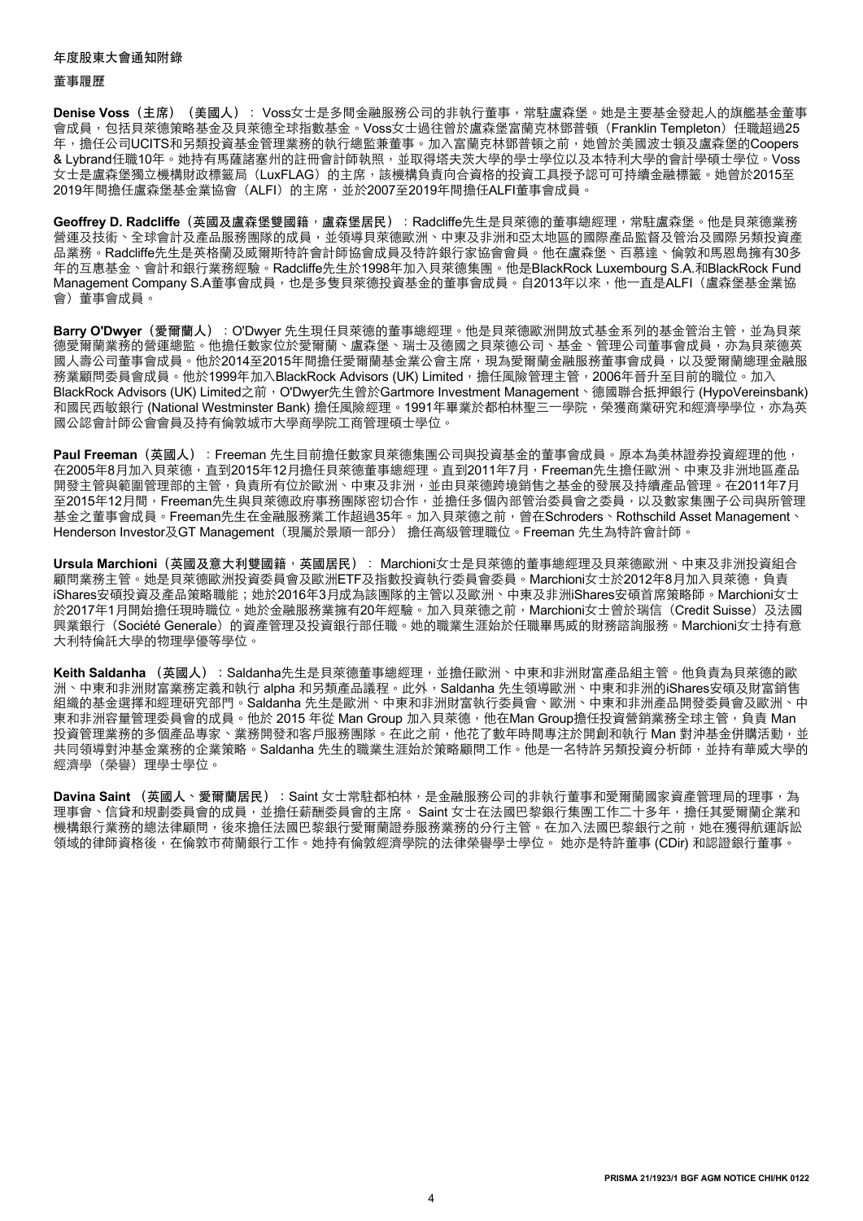年度股東大會通知附錄

董事履歷

**Denise Voss（主席）（美國人）**：Voss女士是多間金融服務公司的非執行董事，常駐盧森堡。她是主要基金發起人的旗艦基金董事會成員，包括貝萊德策略基金及貝萊德全球指數基金。Voss女士過往曾於盧森堡富蘭克林鄧普頓（Franklin Templeton）任職超過25年，擔任公司UCITS和另類投資基金管理業務的執行總監兼董事。加入富蘭克林鄧普頓之前，她曾於美國波士頓及盧森堡的Coopers & Lybrand任職10年。她持有馬薩諸塞州的註冊會計師執照，並取得塔夫茨大學的學士學位以及本特利大學的會計學碩士學位。Voss女士是盧森堡獨立機構財政標籤局（LuxFLAG）的主席，該機構負責向合資格的投資工具授予認可可持續金融標籤。她曾於2015至2019年間擔任盧森堡基金業協會（ALFI）的主席，並於2007至2019年間擔任ALFI董事會成員。

**Geoffrey D. Radcliffe（英國及盧森堡雙國籍，盧森堡居民）**：Radcliffe先生是貝萊德的董事總經理，常駐盧森堡。他是貝萊德業務營運及技術、全球會計及產品服務團隊的成員，並領導貝萊德歐洲、中東及非洲和亞太地區的國際產品監督及管治及國際另類投資產品業務。Radcliffe先生是英格蘭及威爾斯特許會計師協會成員及特許銀行家協會會員。他在盧森堡、百慕達、倫敦和馬恩島擁有30多年的互惠基金、會計和銀行業務經驗。Radcliffe先生於1998年加入貝萊德集團。他是BlackRock Luxembourg S.A.和BlackRock Fund Management Company S.A董事會成員，也是多隻貝萊德投資基金的董事會成員。自2013年以來，他一直是ALFI（盧森堡基金業協會）董事會成員。

**Barry O'Dwyer（愛爾蘭人）**：O'Dwyer 先生現任貝萊德的董事總經理。他是貝萊德歐洲開放式基金系列的基金管治主管，並為貝萊德愛爾蘭業務的營運總監。他擔任數家位於愛爾蘭、盧森堡、瑞士及德國之貝萊德公司、基金、管理公司董事會成員，亦為貝萊德英國人壽公司董事會成員。他於2014至2015年間擔任愛爾蘭基金業公會主席，現為愛爾蘭金融服務董事會成員，以及愛爾蘭總理金融服務顧問委員會成員。他於1999年加入BlackRock Advisors (UK) Limited，擔任風險管理主管，2006年晉升至目前的職位。加入BlackRock Advisors (UK) Limited之前，O'Dwyer先生曾於Gartmore Investment Management、德國聯合抵押銀行 (HypoVereinsbank) 和國民西敏銀行 (National Westminster Bank) 擔任風險經理。1991年畢業於都柏林聖三一學院，榮獲商業研究和經濟學學位，亦為英國公認會計師公會會員及持有倫敦城市大學商學院工商管理碩士學位。

**Paul Freeman（英國人）**：Freeman 先生目前擔任數家貝萊德集團公司與投資基金的董事會成員。原本為美林證券投資經理的他，在2005年8月加入貝萊德，直到2015年12月擔任貝萊德董事總經理。直到2011年7月，Freeman先生擔任歐洲、中東及非洲地區產品開發主管與範圍管理部的主管，負責所有位於歐洲、中東及非洲，並由貝萊德跨境銷售之基金的發展及持續產品管理。在2011年7月至2015年12月間，Freeman先生與貝萊德政府事務團隊密切合作，並擔任多個內部管治委員會之委員，以及數家集團子公司與所管理基金之董事會成員。Freeman先生在金融服務業工作超過35年。加入貝萊德之前，曾在Schroders、Rothschild Asset Management、Henderson Investor及GT Management（現屬於景順一部分） 擔任高級管理職位。Freeman 先生為特許會計師。

**Ursula Marchioni（英國及意大利雙國籍，英國居民）**： Marchioni女士是貝萊德的董事總經理及貝萊德歐洲、中東及非洲投資組合顧問業務主管。她是貝萊德歐洲投資委員會及歐洲ETF及指數投資執行委員會委員。Marchioni女士於2012年8月加入貝萊德，負責iShares安碩投資及產品策略職能；她於2016年3月成為該團隊的主管以及歐洲、中東及非洲iShares安碩首席策略師。Marchioni女士於2017年1月開始擔任現時職位。她於金融服務業擁有20年經驗。加入貝萊德之前，Marchioni女士曾於瑞信（Credit Suisse）及法國興業銀行（Société Generale）的資產管理及投資銀行部任職。她的職業生涯始於任職畢馬威的財務諮詢服務。Marchioni女士持有意大利特倫托大學的物理學優等學位。

**Keith Saldanha （英國人）**：Saldanha先生是貝萊德董事總經理，並擔任歐洲、中東和非洲財富產品組主管。他負責為貝萊德的歐洲、中東和非洲財富業務定義和執行 alpha 和另類產品議程。此外，Saldanha 先生領導歐洲、中東和非洲的iShares安碩及財富銷售組織的基金選擇和經理研究部門。Saldanha 先生是歐洲、中東和非洲財富執行委員會、歐洲、中東和非洲產品開發委員會及歐洲、中東和非洲容量管理委員會的成員。他於 2015 年從 Man Group 加入貝萊德，他在Man Group擔任投資營銷業務全球主管，負責 Man 投資管理業務的多個產品專家、業務開發和客戶服務團隊。在此之前，他花了數年時間專注於開創和執行 Man 對沖基金併購活動，並共同領導對沖基金業務的企業策略。Saldanha 先生的職業生涯始於策略顧問工作。他是一名特許另類投資分析師，並持有華威大學的經濟學（榮譽）理學士學位。

**Davina Saint （英國人、愛爾蘭居民）**：Saint 女士常駐都柏林，是金融服務公司的非執行董事和愛爾蘭國家資產管理局的理事，為理事會、信貸和規劃委員會的成員，並擔任薪酬委員會的主席。 Saint 女士在法國巴黎銀行集團工作二十多年，擔任其愛爾蘭企業和機構銀行業務的總法律顧問，後來擔任法國巴黎銀行愛爾蘭證券服務業務的分行主管。在加入法國巴黎銀行之前，她在獲得航運訴訟領域的律師資格後，在倫敦市荷蘭銀行工作。她持有倫敦經濟學院的法律榮譽學士學位。 她亦是特許董事 (CDir) 和認證銀行董事。

PRISMA 21/1923/1 BGF AGM NOTICE CHI/HK 0122